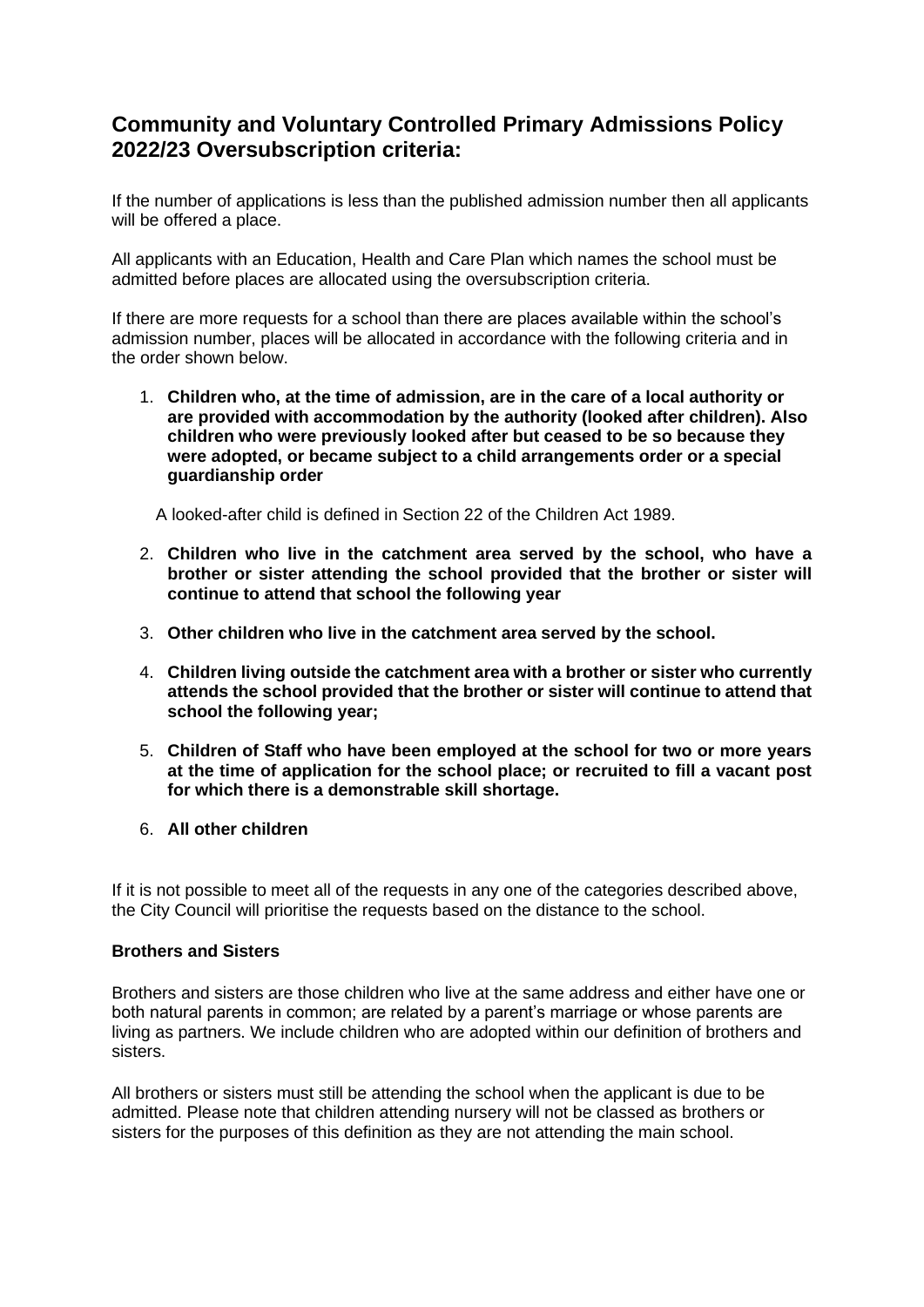# Community and Voluntary Controlled Primary Admissions Policy 2022/23 Oversubscription criteria:

If the number of applications is less than the published admission number then all applicants will be offered a place.

All applicants with an Education, Health and Care Plan which names the school must be admitted before places are allocated using the oversubscription criteria.

If there are more requests for a school than there are places available within the school's admission number, places will be allocated in accordance with the following criteria and in the order shown below.

1. **Children who, at the time of admission, are in the care of a local authority or are provided with accommodation by the authority (looked after children). Also children who were previously looked after but ceased to be so because they were adopted, or became subject to a child arrangements order or a special guardianship order**

   A looked-after child is defined in Section 22 of the Children Act 1989.

2. **Children who live in the catchment area served by the school, who have a brother or sister attending the school provided that the brother or sister will continue to attend that school the following year**

3. **Other children who live in the catchment area served by the school.**

4. **Children living outside the catchment area with a brother or sister who currently attends the school provided that the brother or sister will continue to attend that school the following year;**

5. **Children of Staff who have been employed at the school for two or more years at the time of application for the school place; or recruited to fill a vacant post for which there is a demonstrable skill shortage.**

6. **All other children**

If it is not possible to meet all of the requests in any one of the categories described above, the City Council will prioritise the requests based on the distance to the school.

**Brothers and Sisters**

Brothers and sisters are those children who live at the same address and either have one or both natural parents in common; are related by a parent's marriage or whose parents are living as partners. We include children who are adopted within our definition of brothers and sisters.

All brothers or sisters must still be attending the school when the applicant is due to be admitted. Please note that children attending nursery will not be classed as brothers or sisters for the purposes of this definition as they are not attending the main school.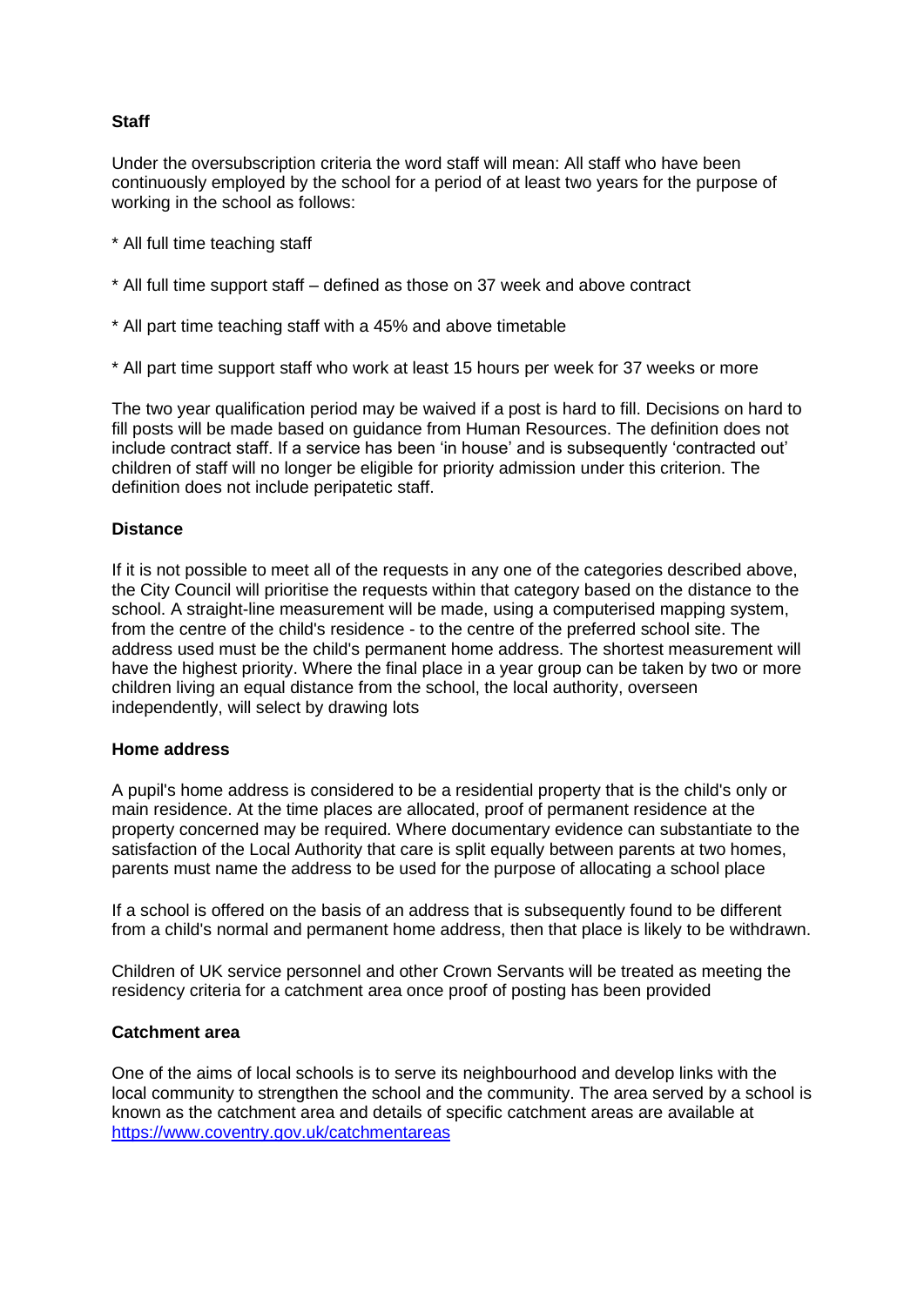**Staff**

Under the oversubscription criteria the word staff will mean: All staff who have been continuously employed by the school for a period of at least two years for the purpose of working in the school as follows:

* All full time teaching staff
* All full time support staff – defined as those on 37 week and above contract
* All part time teaching staff with a 45% and above timetable
* All part time support staff who work at least 15 hours per week for 37 weeks or more

The two year qualification period may be waived if a post is hard to fill. Decisions on hard to fill posts will be made based on guidance from Human Resources. The definition does not include contract staff. If a service has been 'in house' and is subsequently 'contracted out' children of staff will no longer be eligible for priority admission under this criterion. The definition does not include peripatetic staff.

**Distance**

If it is not possible to meet all of the requests in any one of the categories described above, the City Council will prioritise the requests within that category based on the distance to the school. A straight-line measurement will be made, using a computerised mapping system, from the centre of the child's residence - to the centre of the preferred school site. The address used must be the child's permanent home address. The shortest measurement will have the highest priority. Where the final place in a year group can be taken by two or more children living an equal distance from the school, the local authority, overseen independently, will select by drawing lots

**Home address**

A pupil's home address is considered to be a residential property that is the child's only or main residence. At the time places are allocated, proof of permanent residence at the property concerned may be required. Where documentary evidence can substantiate to the satisfaction of the Local Authority that care is split equally between parents at two homes, parents must name the address to be used for the purpose of allocating a school place

If a school is offered on the basis of an address that is subsequently found to be different from a child's normal and permanent home address, then that place is likely to be withdrawn.

Children of UK service personnel and other Crown Servants will be treated as meeting the residency criteria for a catchment area once proof of posting has been provided

**Catchment area**

One of the aims of local schools is to serve its neighbourhood and develop links with the local community to strengthen the school and the community. The area served by a school is known as the catchment area and details of specific catchment areas are available at https://www.coventry.gov.uk/catchmentareas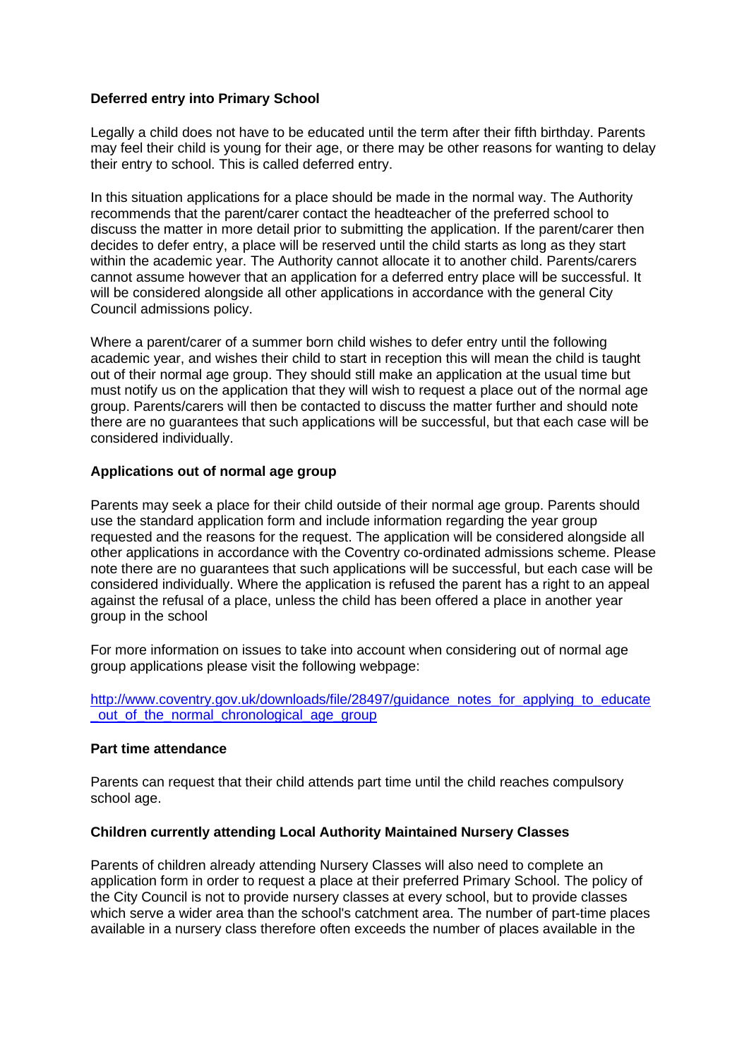**Deferred entry into Primary School**

Legally a child does not have to be educated until the term after their fifth birthday. Parents may feel their child is young for their age, or there may be other reasons for wanting to delay their entry to school. This is called deferred entry.

In this situation applications for a place should be made in the normal way. The Authority recommends that the parent/carer contact the headteacher of the preferred school to discuss the matter in more detail prior to submitting the application. If the parent/carer then decides to defer entry, a place will be reserved until the child starts as long as they start within the academic year. The Authority cannot allocate it to another child. Parents/carers cannot assume however that an application for a deferred entry place will be successful. It will be considered alongside all other applications in accordance with the general City Council admissions policy.

Where a parent/carer of a summer born child wishes to defer entry until the following academic year, and wishes their child to start in reception this will mean the child is taught out of their normal age group. They should still make an application at the usual time but must notify us on the application that they will wish to request a place out of the normal age group. Parents/carers will then be contacted to discuss the matter further and should note there are no guarantees that such applications will be successful, but that each case will be considered individually.

**Applications out of normal age group**

Parents may seek a place for their child outside of their normal age group. Parents should use the standard application form and include information regarding the year group requested and the reasons for the request. The application will be considered alongside all other applications in accordance with the Coventry co-ordinated admissions scheme. Please note there are no guarantees that such applications will be successful, but each case will be considered individually. Where the application is refused the parent has a right to an appeal against the refusal of a place, unless the child has been offered a place in another year group in the school

For more information on issues to take into account when considering out of normal age group applications please visit the following webpage:

http://www.coventry.gov.uk/downloads/file/28497/guidance_notes_for_applying_to_educate_out_of_the_normal_chronological_age_group

**Part time attendance**

Parents can request that their child attends part time until the child reaches compulsory school age.

**Children currently attending Local Authority Maintained Nursery Classes**

Parents of children already attending Nursery Classes will also need to complete an application form in order to request a place at their preferred Primary School. The policy of the City Council is not to provide nursery classes at every school, but to provide classes which serve a wider area than the school's catchment area. The number of part-time places available in a nursery class therefore often exceeds the number of places available in the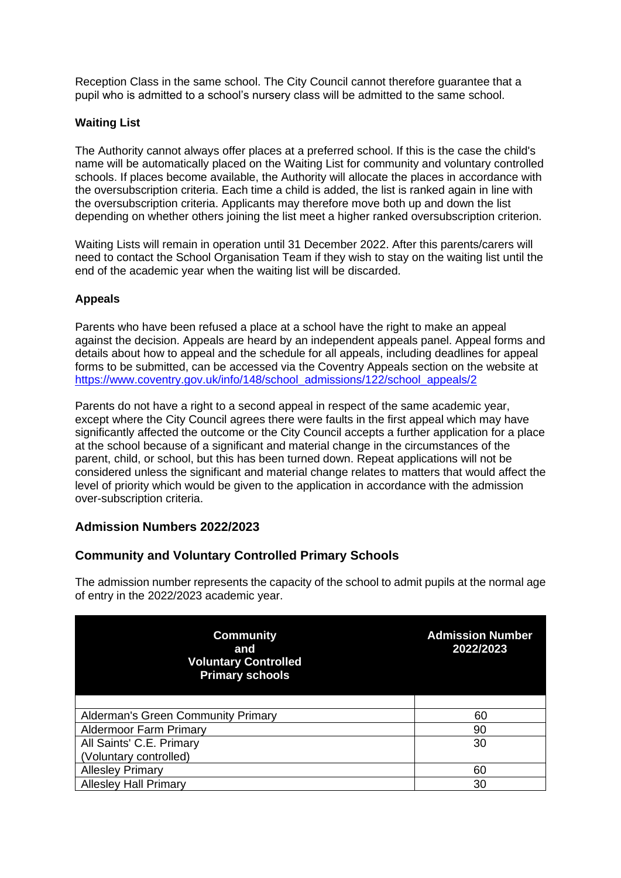Reception Class in the same school. The City Council cannot therefore guarantee that a pupil who is admitted to a school's nursery class will be admitted to the same school.

**Waiting List**

The Authority cannot always offer places at a preferred school. If this is the case the child's name will be automatically placed on the Waiting List for community and voluntary controlled schools. If places become available, the Authority will allocate the places in accordance with the oversubscription criteria. Each time a child is added, the list is ranked again in line with the oversubscription criteria. Applicants may therefore move both up and down the list depending on whether others joining the list meet a higher ranked oversubscription criterion.

Waiting Lists will remain in operation until 31 December 2022. After this parents/carers will need to contact the School Organisation Team if they wish to stay on the waiting list until the end of the academic year when the waiting list will be discarded.

**Appeals**

Parents who have been refused a place at a school have the right to make an appeal against the decision. Appeals are heard by an independent appeals panel. Appeal forms and details about how to appeal and the schedule for all appeals, including deadlines for appeal forms to be submitted, can be accessed via the Coventry Appeals section on the website at https://www.coventry.gov.uk/info/148/school_admissions/122/school_appeals/2

Parents do not have a right to a second appeal in respect of the same academic year, except where the City Council agrees there were faults in the first appeal which may have significantly affected the outcome or the City Council accepts a further application for a place at the school because of a significant and material change in the circumstances of the parent, child, or school, but this has been turned down. Repeat applications will not be considered unless the significant and material change relates to matters that would affect the level of priority which would be given to the application in accordance with the admission over-subscription criteria.

## Admission Numbers 2022/2023

## Community and Voluntary Controlled Primary Schools

The admission number represents the capacity of the school to admit pupils at the normal age of entry in the 2022/2023 academic year.

| Community and Voluntary Controlled Primary schools | Admission Number 2022/2023 |
|---|---|
| | |
| Alderman's Green Community Primary | 60 |
| Aldermoor Farm Primary | 90 |
| All Saints' C.E. Primary (Voluntary controlled) | 30 |
| Allesley Primary | 60 |
| Allesley Hall Primary | 30 |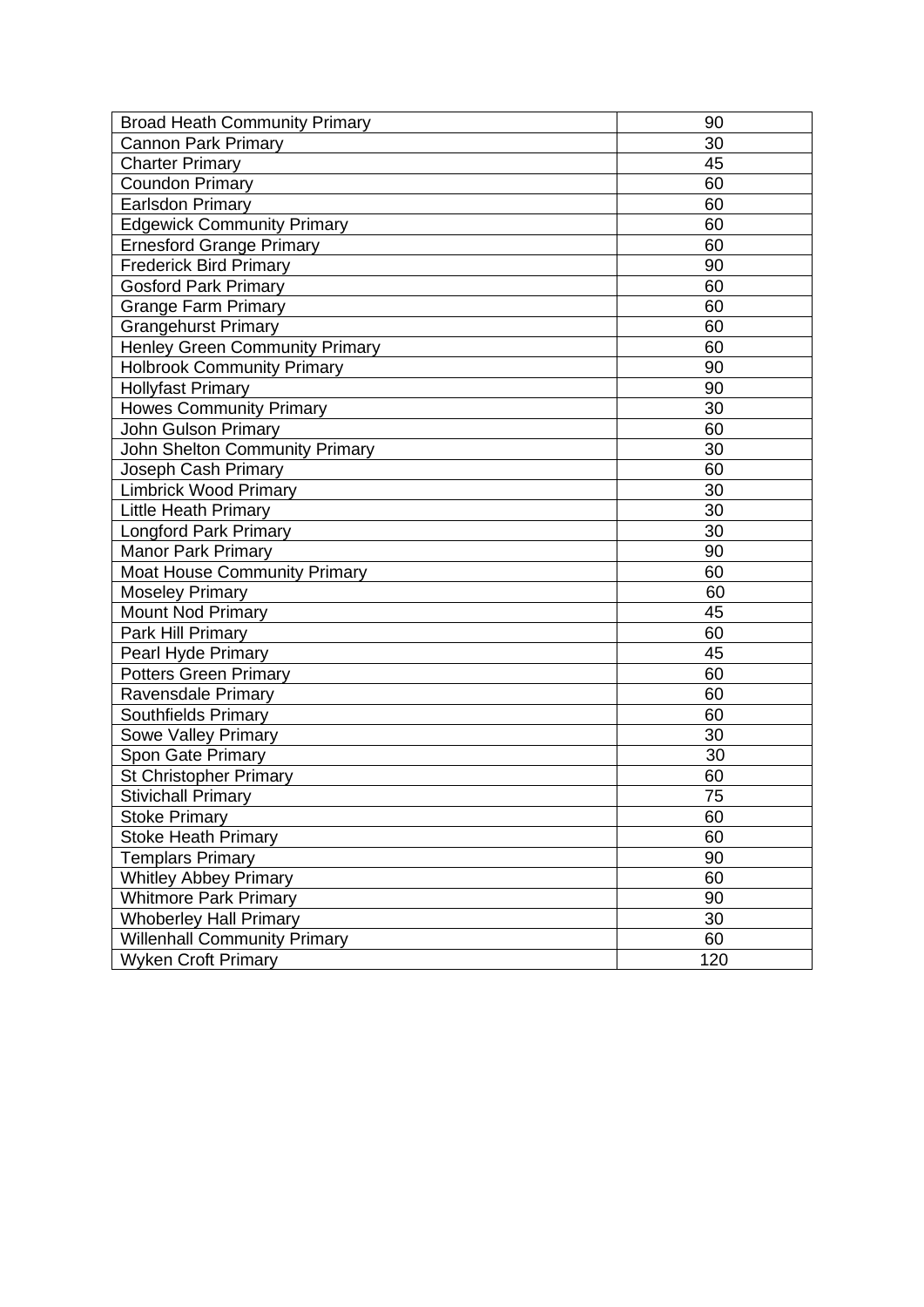| | |
|---|---|
| Broad Heath Community Primary | 90 |
| Cannon Park Primary | 30 |
| Charter Primary | 45 |
| Coundon Primary | 60 |
| Earlsdon Primary | 60 |
| Edgewick Community Primary | 60 |
| Ernesford Grange Primary | 60 |
| Frederick Bird Primary | 90 |
| Gosford Park Primary | 60 |
| Grange Farm Primary | 60 |
| Grangehurst Primary | 60 |
| Henley Green Community Primary | 60 |
| Holbrook Community Primary | 90 |
| Hollyfast Primary | 90 |
| Howes Community Primary | 30 |
| John Gulson Primary | 60 |
| John Shelton Community Primary | 30 |
| Joseph Cash Primary | 60 |
| Limbrick Wood Primary | 30 |
| Little Heath Primary | 30 |
| Longford Park Primary | 30 |
| Manor Park Primary | 90 |
| Moat House Community Primary | 60 |
| Moseley Primary | 60 |
| Mount Nod Primary | 45 |
| Park Hill Primary | 60 |
| Pearl Hyde Primary | 45 |
| Potters Green Primary | 60 |
| Ravensdale Primary | 60 |
| Southfields Primary | 60 |
| Sowe Valley Primary | 30 |
| Spon Gate Primary | 30 |
| St Christopher Primary | 60 |
| Stivichall Primary | 75 |
| Stoke Primary | 60 |
| Stoke Heath Primary | 60 |
| Templars Primary | 90 |
| Whitley Abbey Primary | 60 |
| Whitmore Park Primary | 90 |
| Whoberley Hall Primary | 30 |
| Willenhall Community Primary | 60 |
| Wyken Croft Primary | 120 |